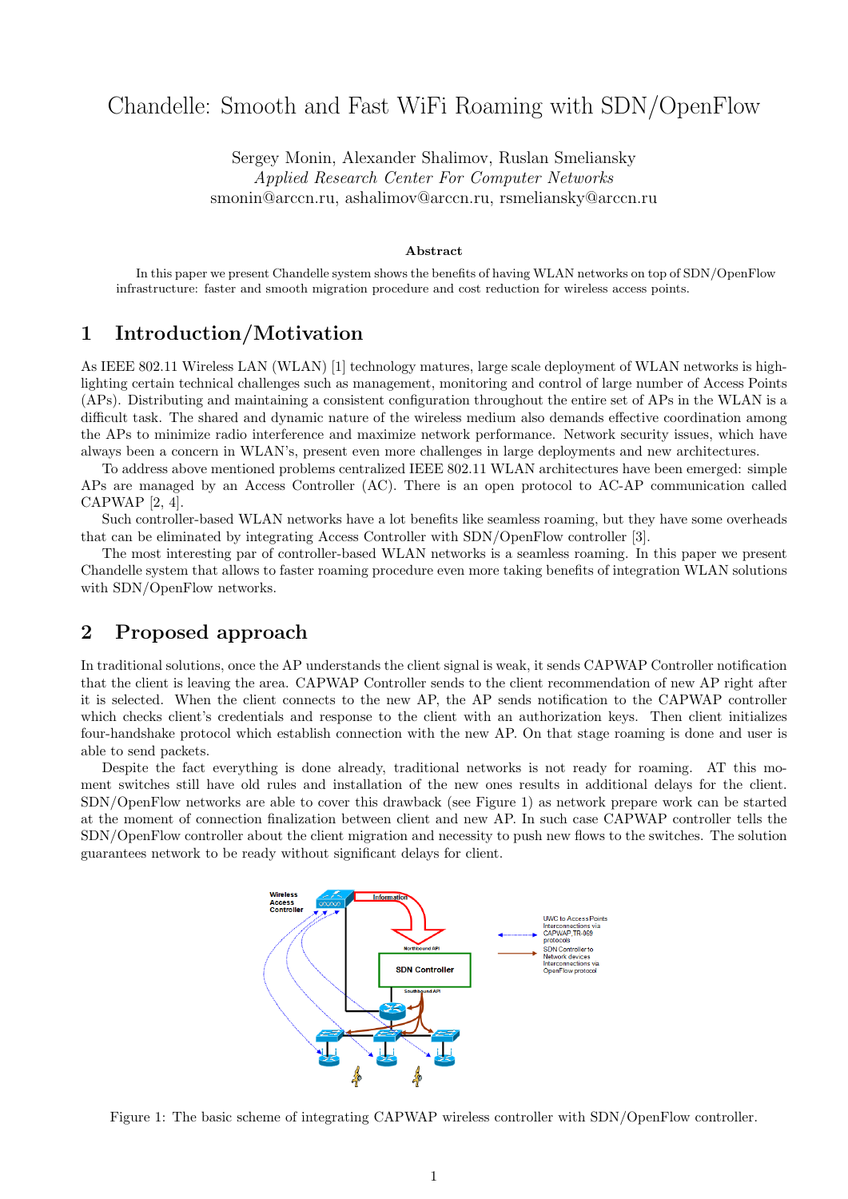# Chandelle: Smooth and Fast WiFi Roaming with SDN/OpenFlow

Sergey Monin, Alexander Shalimov, Ruslan Smeliansky
*Applied Research Center For Computer Networks*
smonin@arccn.ru, ashalimov@arccn.ru, rsmeliansky@arccn.ru

### Abstract

In this paper we present Chandelle system shows the benefits of having WLAN networks on top of SDN/OpenFlow infrastructure: faster and smooth migration procedure and cost reduction for wireless access points.

## 1 Introduction/Motivation

As IEEE 802.11 Wireless LAN (WLAN) [1] technology matures, large scale deployment of WLAN networks is highlighting certain technical challenges such as management, monitoring and control of large number of Access Points (APs). Distributing and maintaining a consistent configuration throughout the entire set of APs in the WLAN is a difficult task. The shared and dynamic nature of the wireless medium also demands effective coordination among the APs to minimize radio interference and maximize network performance. Network security issues, which have always been a concern in WLAN's, present even more challenges in large deployments and new architectures.

To address above mentioned problems centralized IEEE 802.11 WLAN architectures have been emerged: simple APs are managed by an Access Controller (AC). There is an open protocol to AC-AP communication called CAPWAP [2, 4].

Such controller-based WLAN networks have a lot benefits like seamless roaming, but they have some overheads that can be eliminated by integrating Access Controller with SDN/OpenFlow controller [3].

The most interesting par of controller-based WLAN networks is a seamless roaming. In this paper we present Chandelle system that allows to faster roaming procedure even more taking benefits of integration WLAN solutions with SDN/OpenFlow networks.

## 2 Proposed approach

In traditional solutions, once the AP understands the client signal is weak, it sends CAPWAP Controller notification that the client is leaving the area. CAPWAP Controller sends to the client recommendation of new AP right after it is selected. When the client connects to the new AP, the AP sends notification to the CAPWAP controller which checks client's credentials and response to the client with an authorization keys. Then client initializes four-handshake protocol which establish connection with the new AP. On that stage roaming is done and user is able to send packets.

Despite the fact everything is done already, traditional networks is not ready for roaming. AT this moment switches still have old rules and installation of the new ones results in additional delays for the client. SDN/OpenFlow networks are able to cover this drawback (see Figure 1) as network prepare work can be started at the moment of connection finalization between client and new AP. In such case CAPWAP controller tells the SDN/OpenFlow controller about the client migration and necessity to push new flows to the switches. The solution guarantees network to be ready without significant delays for client.

Figure 1: The basic scheme of integrating CAPWAP wireless controller with SDN/OpenFlow controller.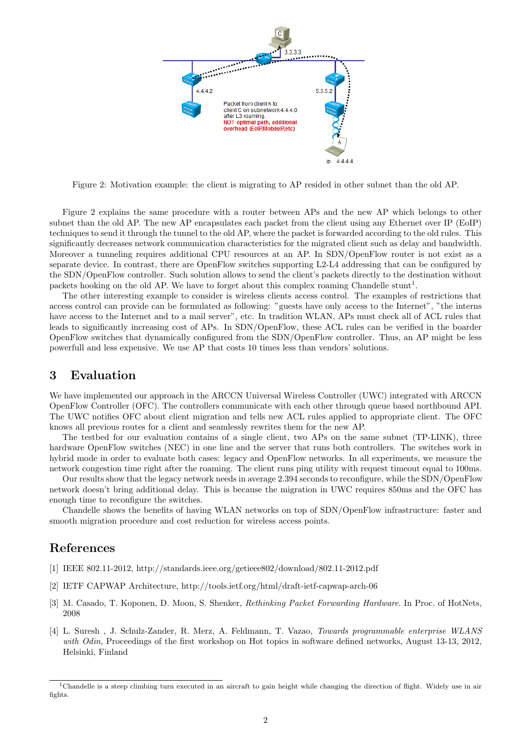3.3.3.3

4.4.4.2

5.5.5.2

Packet from client A to client C on subnetwork 4.4.4.0 after L3 roaming.

NOT optimal path, additional overhead (EoIP,MobileIP,etc)

ip 4.4.4.4

Figure 2: Motivation example: the client is migrating to AP resided in other subnet than the old AP.

Figure 2 explains the same procedure with a router between APs and the new AP which belongs to other subnet than the old AP. The new AP encapsulates each packet from the client using any Ethernet over IP (EoIP) techniques to send it through the tunnel to the old AP, where the packet is forwarded according to the old rules. This significantly decreases network communication characteristics for the migrated client such as delay and bandwidth. Moreover a tunneling requires additional CPU resources at an AP. In SDN/OpenFlow router is not exist as a separate device. In contrast, there are OpenFlow switches supporting L2-L4 addressing that can be configured by the SDN/OpenFlow controller. Such solution allows to send the client's packets directly to the destination without packets hooking on the old AP. We have to forget about this complex roaming Chandelle stunt[1].

The other interesting example to consider is wireless clients access control. The examples of restrictions that access control can provide can be formulated as following: "guests have only access to the Internet", "the interns have access to the Internet and to a mail server", etc. In tradition WLAN, APs must check all of ACL rules that leads to significantly increasing cost of APs. In SDN/OpenFlow, these ACL rules can be verified in the boarder OpenFlow switches that dynamically configured from the SDN/OpenFlow controller. Thus, an AP might be less powerfull and less expensive. We use AP that costs 10 times less than vendors' solutions.

## 3 Evaluation

We have implemented our approach in the ARCCN Universal Wireless Controller (UWC) integrated with ARCCN OpenFlow Controller (OFC). The controllers communicate with each other through queue based northbound API. The UWC notifies OFC about client migration and tells new ACL rules applied to appropriate client. The OFC knows all previous routes for a client and seamlessly rewrites them for the new AP.

The testbed for our evaluation contains of a single client, two APs on the same subnet (TP-LINK), three hardware OpenFlow switches (NEC) in one line and the server that runs both controllers. The switches work in hybrid mode in order to evaluate both cases: legacy and OpenFlow networks. In all experiments, we measure the network congestion time right after the roaming. The client runs ping utility with request timeout equal to 100ms.

Our results show that the legacy network needs in average 2.394 seconds to reconfigure, while the SDN/OpenFlow network doesn't bring additional delay. This is because the migration in UWC requires 850ms and the OFC has enough time to reconfigure the switches.

Chandelle shows the benefits of having WLAN networks on top of SDN/OpenFlow infrastructure: faster and smooth migration procedure and cost reduction for wireless access points.

## References

[1] IEEE 802.11-2012, http://standards.ieee.org/getieee802/download/802.11-2012.pdf

[2] IETF CAPWAP Architecture, http://tools.ietf.org/html/draft-ietf-capwap-arch-06

[3] M. Casado, T. Koponen, D. Moon, S. Shenker, *Rethinking Packet Forwarding Hardware*. In Proc. of HotNets, 2008

[4] L. Suresh , J. Schulz-Zander, R. Merz, A. Feldmann, T. Vazao, *Towards programmable enterprise WLANS with Odin*, Proceedings of the first workshop on Hot topics in software defined networks, August 13-13, 2012, Helsinki, Finland

[1]Chandelle is a steep climbing turn executed in an aircraft to gain height while changing the direction of flight. Widely use in air fights.